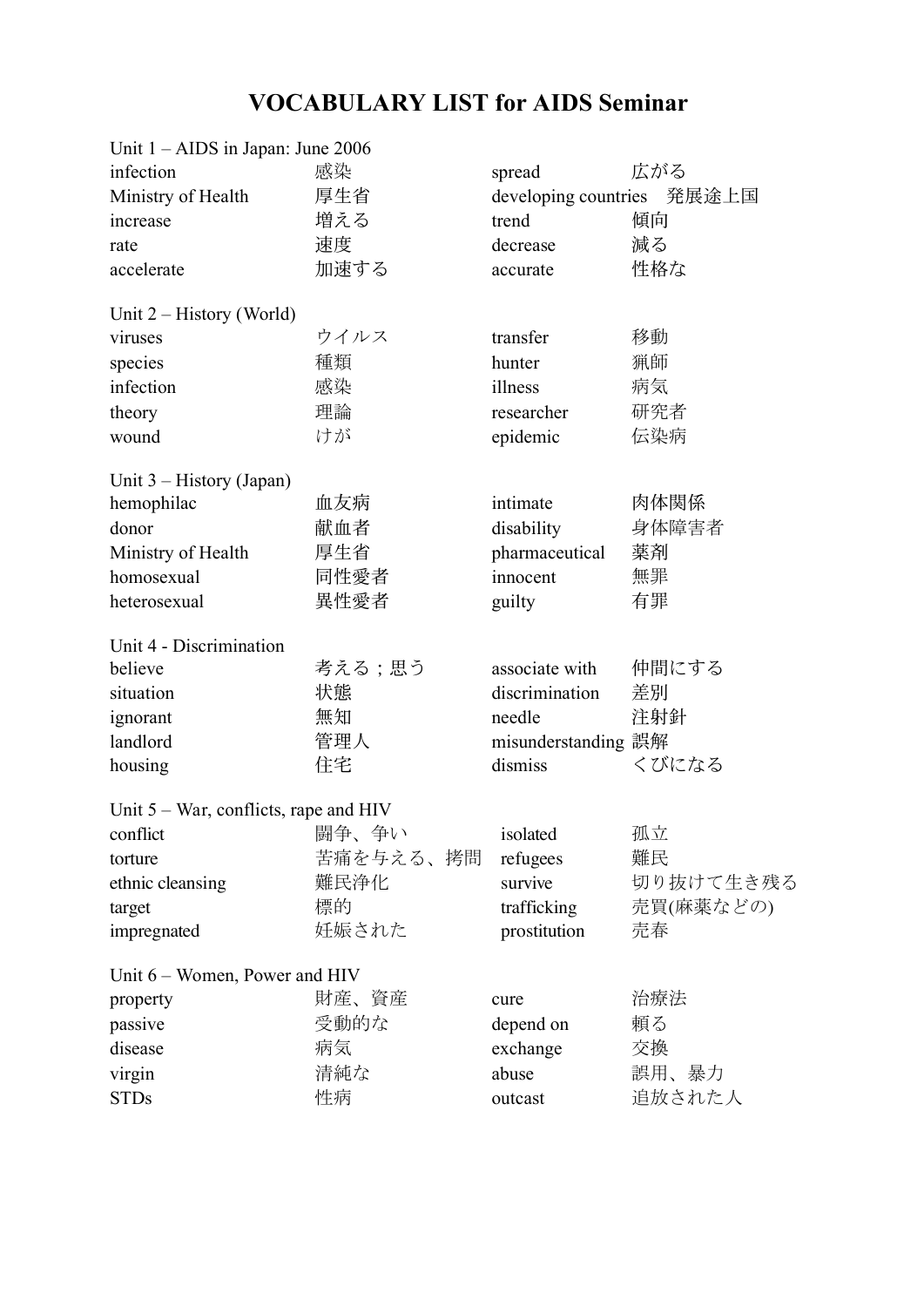# VOCABULARY LIST for AIDS Seminar

Unit 1 – AIDS in Japan: June 2006

| | | | |
|---|---|---|---|
| infection | 感染 | spread | 広がる |
| Ministry of Health | 厚生省 | developing countries | 発展途上国 |
| increase | 増える | trend | 傾向 |
| rate | 速度 | decrease | 減る |
| accelerate | 加速する | accurate | 性格な |

Unit 2 – History (World)

| | | | |
|---|---|---|---|
| viruses | ウイルス | transfer | 移動 |
| species | 種類 | hunter | 猟師 |
| infection | 感染 | illness | 病気 |
| theory | 理論 | researcher | 研究者 |
| wound | けが | epidemic | 伝染病 |

Unit 3 – History (Japan)

| | | | |
|---|---|---|---|
| hemophilac | 血友病 | intimate | 肉体関係 |
| donor | 献血者 | disability | 身体障害者 |
| Ministry of Health | 厚生省 | pharmaceutical | 薬剤 |
| homosexual | 同性愛者 | innocent | 無罪 |
| heterosexual | 異性愛者 | guilty | 有罪 |

Unit 4 - Discrimination

| | | | |
|---|---|---|---|
| believe | 考える；思う | associate with | 仲間にする |
| situation | 状態 | discrimination | 差別 |
| ignorant | 無知 | needle | 注射針 |
| landlord | 管理人 | misunderstanding | 誤解 |
| housing | 住宅 | dismiss | くびになる |

Unit 5 – War, conflicts, rape and HIV

| | | | |
|---|---|---|---|
| conflict | 闘争、争い | isolated | 孤立 |
| torture | 苦痛を与える、拷問 | refugees | 難民 |
| ethnic cleansing | 難民浄化 | survive | 切り抜けて生き残る |
| target | 標的 | trafficking | 売買(麻薬などの) |
| impregnated | 妊娠された | prostitution | 売春 |

Unit 6 – Women, Power and HIV

| | | | |
|---|---|---|---|
| property | 財産、資産 | cure | 治療法 |
| passive | 受動的な | depend on | 頼る |
| disease | 病気 | exchange | 交換 |
| virgin | 清純な | abuse | 誤用、暴力 |
| STDs | 性病 | outcast | 追放された人 |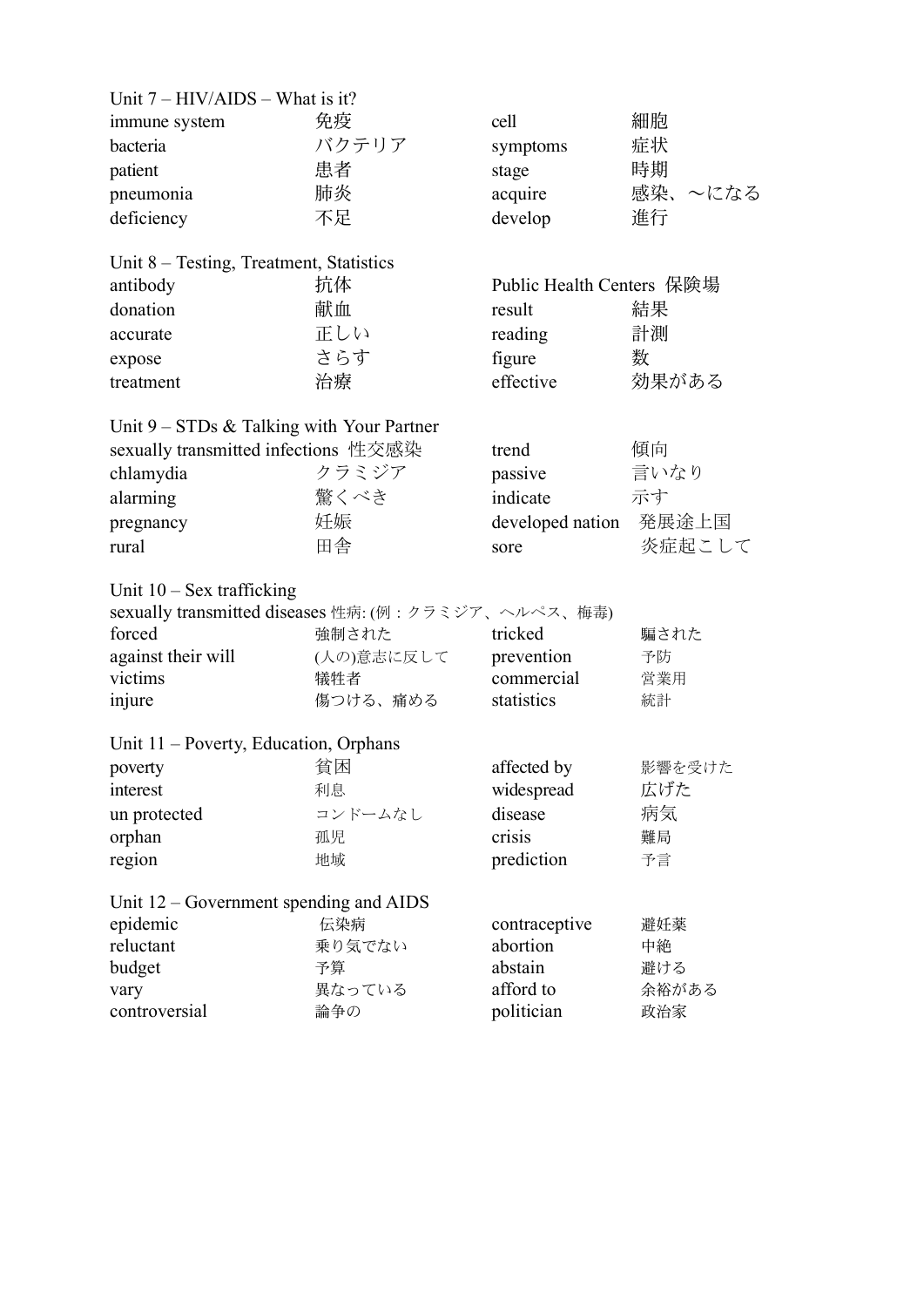Unit 7 – HIV/AIDS – What is it?

| | | | |
|---|---|---|---|
| immune system | 免疫 | cell | 細胞 |
| bacteria | バクテリア | symptoms | 症状 |
| patient | 患者 | stage | 時期 |
| pneumonia | 肺炎 | acquire | 感染、～になる |
| deficiency | 不足 | develop | 進行 |

Unit 8 – Testing, Treatment, Statistics

| | | | |
|---|---|---|---|
| antibody | 抗体 | Public Health Centers | 保険場 |
| donation | 献血 | result | 結果 |
| accurate | 正しい | reading | 計測 |
| expose | さらす | figure | 数 |
| treatment | 治療 | effective | 効果がある |

Unit 9 – STDs & Talking with Your Partner

| | | | |
|---|---|---|---|
| sexually transmitted infections | 性交感染 | trend | 傾向 |
| chlamydia | クラミジア | passive | 言いなり |
| alarming | 驚くべき | indicate | 示す |
| pregnancy | 妊娠 | developed nation | 発展途上国 |
| rural | 田舎 | sore | 炎症起こして |

Unit 10 – Sex trafficking

sexually transmitted diseases 性病: (例：クラミジア、ヘルペス、梅毒)

| | | | |
|---|---|---|---|
| forced | 強制された | tricked | 騙された |
| against their will | (人の)意志に反して | prevention | 予防 |
| victims | 犠牲者 | commercial | 営業用 |
| injure | 傷つける、痛める | statistics | 統計 |

Unit 11 – Poverty, Education, Orphans

| | | | |
|---|---|---|---|
| poverty | 貧困 | affected by | 影響を受けた |
| interest | 利息 | widespread | 広げた |
| un protected | コンドームなし | disease | 病気 |
| orphan | 孤児 | crisis | 難局 |
| region | 地域 | prediction | 予言 |

Unit 12 – Government spending and AIDS

| | | | |
|---|---|---|---|
| epidemic | 伝染病 | contraceptive | 避妊薬 |
| reluctant | 乗り気でない | abortion | 中絶 |
| budget | 予算 | abstain | 避ける |
| vary | 異なっている | afford to | 余裕がある |
| controversial | 論争の | politician | 政治家 |